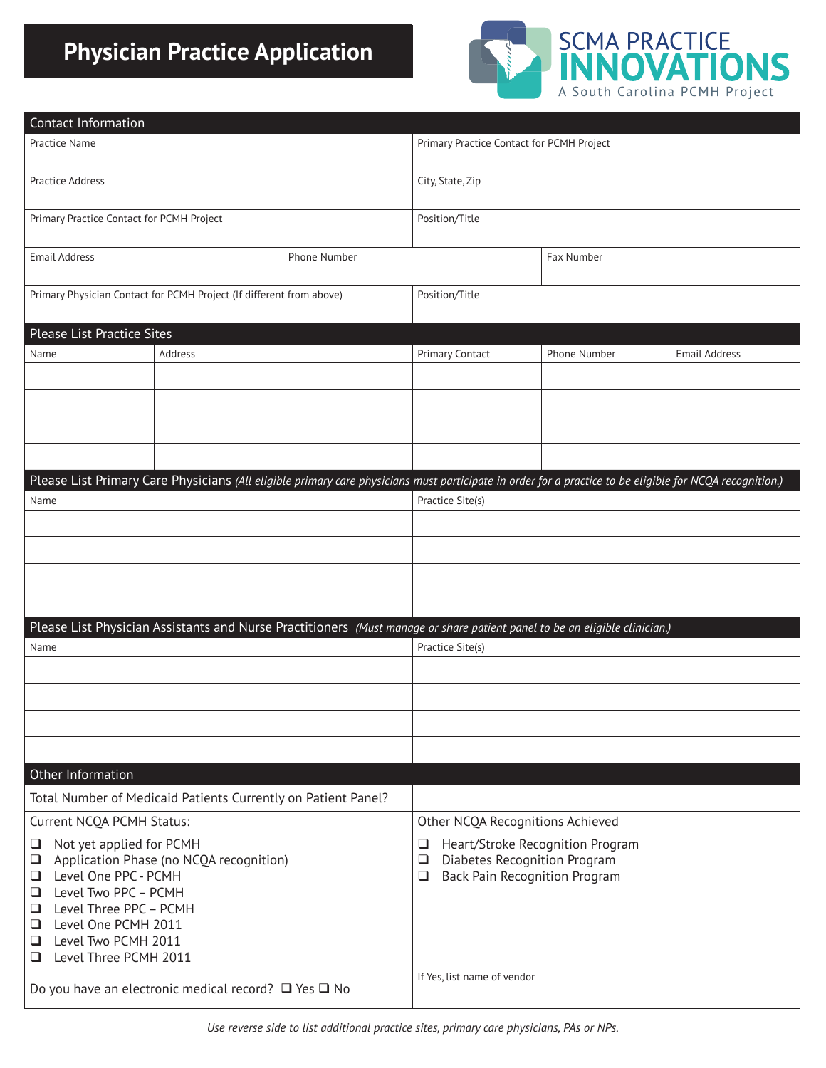# Physician Practice Application

SCMA PRACTICE INNOVATIONS
A South Carolina PCMH Project

## Contact Information

| Practice Name | | Primary Practice Contact for PCMH Project | |
|---|---|---|---|
| Practice Address | | City, State, Zip | |
| Primary Practice Contact for PCMH Project | | Position/Title | |
| Email Address | Phone Number | | Fax Number |
| Primary Physician Contact for PCMH Project (If different from above) | | Position/Title | |

## Please List Practice Sites

| Name | Address | Primary Contact | Phone Number | Email Address |
|---|---|---|---|---|
| | | | | |
| | | | | |
| | | | | |
| | | | | |

## Please List Primary Care Physicians *(All eligible primary care physicians must participate in order for a practice to be eligible for NCQA recognition.)*

| Name | Practice Site(s) |
|---|---|
| | |
| | |
| | |
| | |

## Please List Physician Assistants and Nurse Practitioners *(Must manage or share patient panel to be an eligible clinician.)*

| Name | Practice Site(s) |
|---|---|
| | |
| | |
| | |
| | |

## Other Information

| Total Number of Medicaid Patients Currently on Patient Panel? | |
|---|---|
| Current NCQA PCMH Status:<br>❑ Not yet applied for PCMH<br>❑ Application Phase (no NCQA recognition)<br>❑ Level One PPC - PCMH<br>❑ Level Two PPC – PCMH<br>❑ Level Three PPC – PCMH<br>❑ Level One PCMH 2011<br>❑ Level Two PCMH 2011<br>❑ Level Three PCMH 2011 | Other NCQA Recognitions Achieved<br>❑ Heart/Stroke Recognition Program<br>❑ Diabetes Recognition Program<br>❑ Back Pain Recognition Program |
| Do you have an electronic medical record? ❑ Yes ❑ No | If Yes, list name of vendor |

*Use reverse side to list additional practice sites, primary care physicians, PAs or NPs.*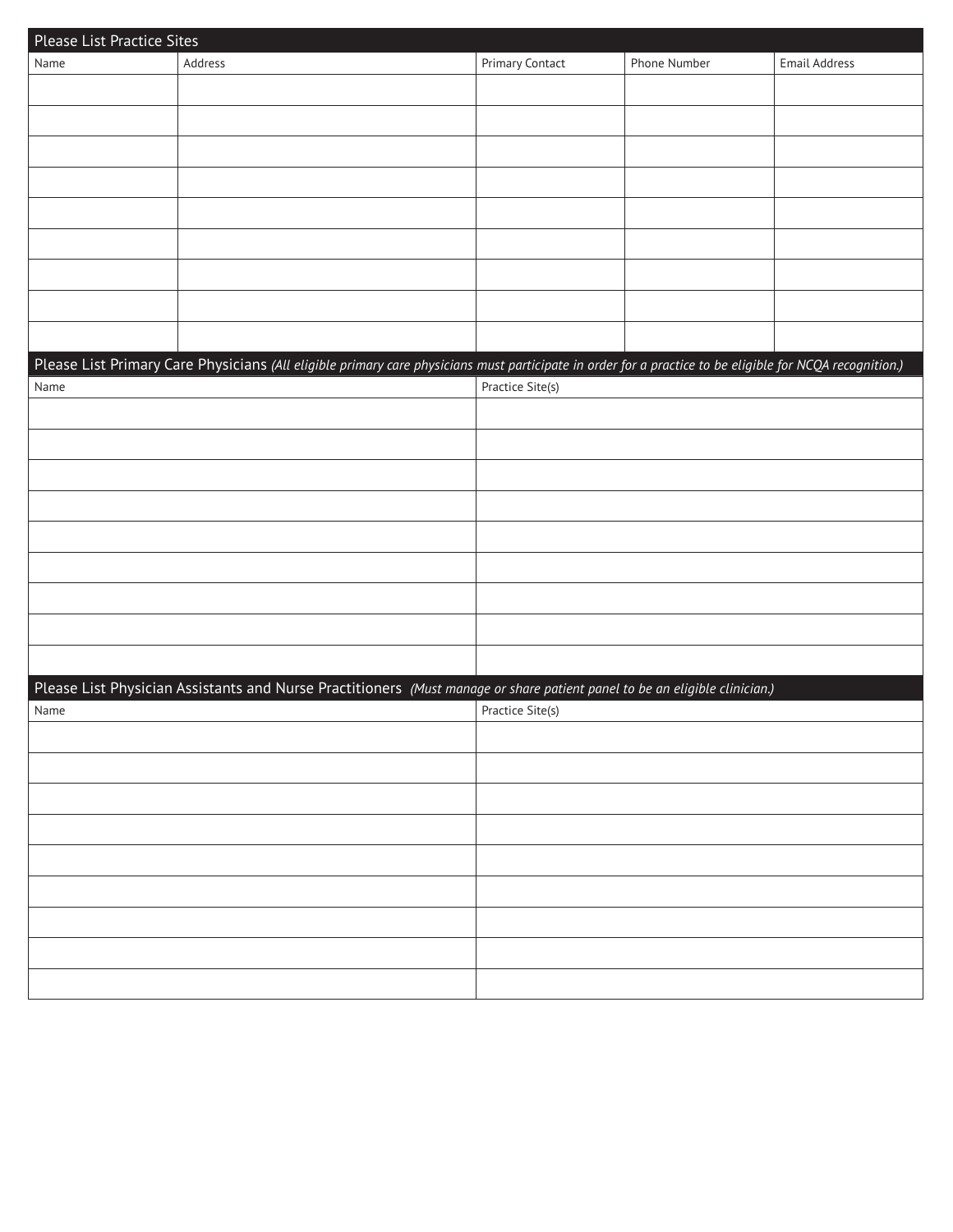## Please List Practice Sites

| Name | Address | Primary Contact | Phone Number | Email Address |
| --- | --- | --- | --- | --- |
| | | | | |
| | | | | |
| | | | | |
| | | | | |
| | | | | |
| | | | | |
| | | | | |
| | | | | |
| | | | | |

## Please List Primary Care Physicians *(All eligible primary care physicians must participate in order for a practice to be eligible for NCQA recognition.)*

| Name | Practice Site(s) |
| --- | --- |
| | |
| | |
| | |
| | |
| | |
| | |
| | |
| | |
| | |

## Please List Physician Assistants and Nurse Practitioners *(Must manage or share patient panel to be an eligible clinician.)*

| Name | Practice Site(s) |
| --- | --- |
| | |
| | |
| | |
| | |
| | |
| | |
| | |
| | |
| | |